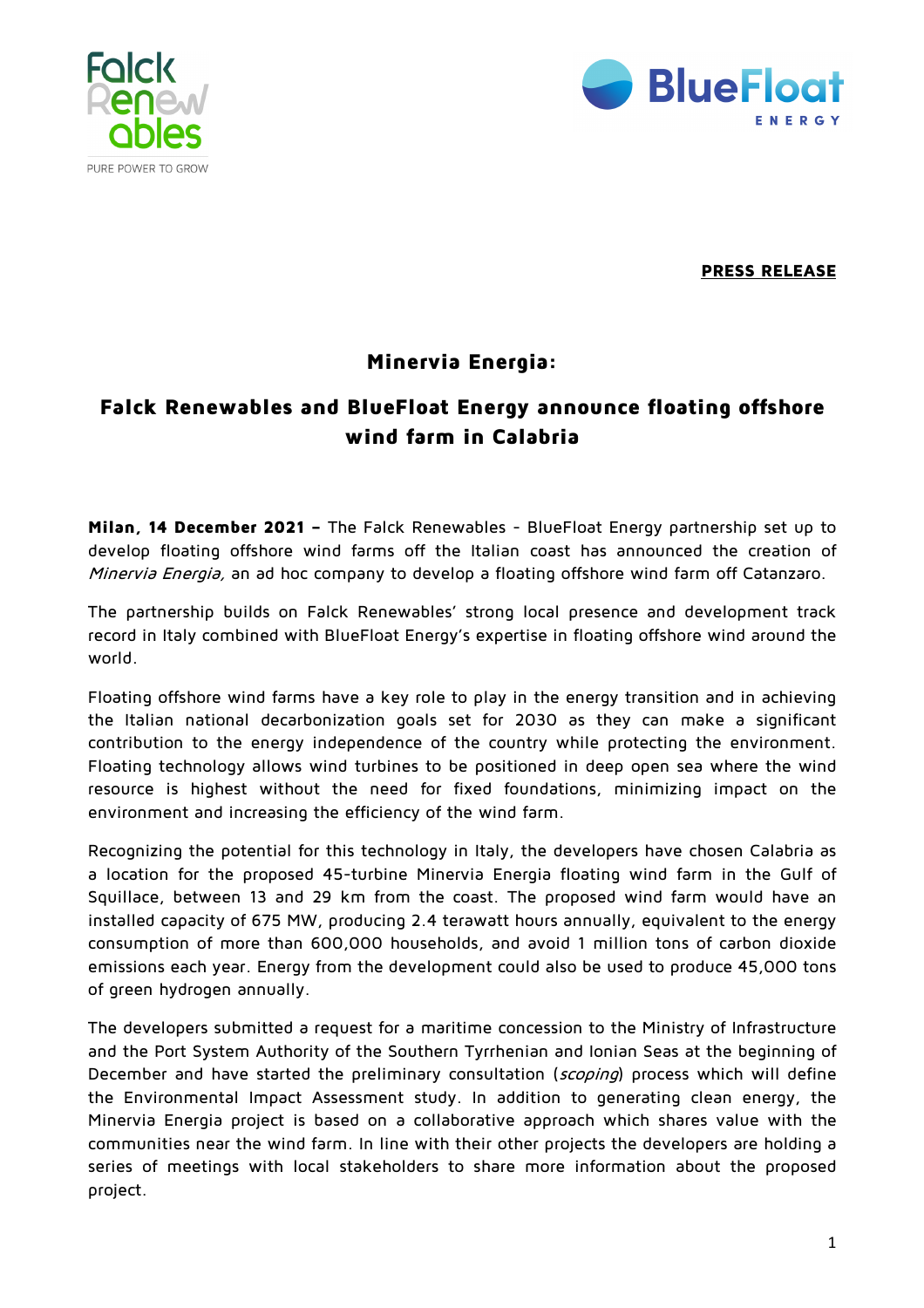**PRESS RELEASE**

# Minervia Energia:

# Falck Renewables and BlueFloat Energy announce floating offshore wind farm in Calabria

**Milan, 14 December 2021 –** The Falck Renewables - BlueFloat Energy partnership set up to develop floating offshore wind farms off the Italian coast has announced the creation of *Minervia Energia,* an ad hoc company to develop a floating offshore wind farm off Catanzaro.

The partnership builds on Falck Renewables' strong local presence and development track record in Italy combined with BlueFloat Energy's expertise in floating offshore wind around the world.

Floating offshore wind farms have a key role to play in the energy transition and in achieving the Italian national decarbonization goals set for 2030 as they can make a significant contribution to the energy independence of the country while protecting the environment. Floating technology allows wind turbines to be positioned in deep open sea where the wind resource is highest without the need for fixed foundations, minimizing impact on the environment and increasing the efficiency of the wind farm.

Recognizing the potential for this technology in Italy, the developers have chosen Calabria as a location for the proposed 45-turbine Minervia Energia floating wind farm in the Gulf of Squillace, between 13 and 29 km from the coast. The proposed wind farm would have an installed capacity of 675 MW, producing 2.4 terawatt hours annually, equivalent to the energy consumption of more than 600,000 households, and avoid 1 million tons of carbon dioxide emissions each year. Energy from the development could also be used to produce 45,000 tons of green hydrogen annually.

The developers submitted a request for a maritime concession to the Ministry of Infrastructure and the Port System Authority of the Southern Tyrrhenian and Ionian Seas at the beginning of December and have started the preliminary consultation (*scoping*) process which will define the Environmental Impact Assessment study. In addition to generating clean energy, the Minervia Energia project is based on a collaborative approach which shares value with the communities near the wind farm. In line with their other projects the developers are holding a series of meetings with local stakeholders to share more information about the proposed project.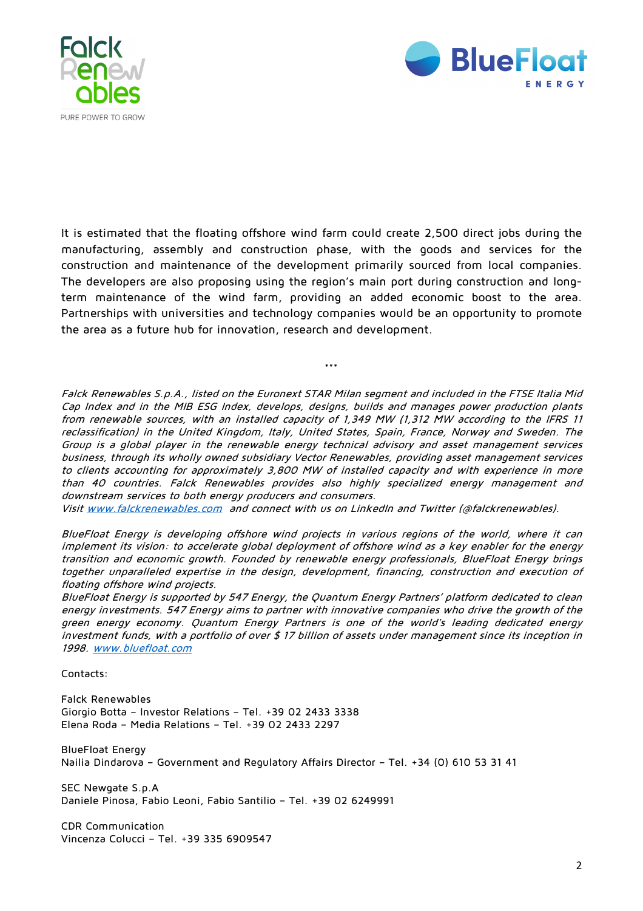It is estimated that the floating offshore wind farm could create 2,500 direct jobs during the manufacturing, assembly and construction phase, with the goods and services for the construction and maintenance of the development primarily sourced from local companies. The developers are also proposing using the region's main port during construction and long-term maintenance of the wind farm, providing an added economic boost to the area. Partnerships with universities and technology companies would be an opportunity to promote the area as a future hub for innovation, research and development.

\*\*\*

*Falck Renewables S.p.A., listed on the Euronext STAR Milan segment and included in the FTSE Italia Mid Cap Index and in the MIB ESG Index, develops, designs, builds and manages power production plants from renewable sources, with an installed capacity of 1,349 MW (1,312 MW according to the IFRS 11 reclassification) in the United Kingdom, Italy, United States, Spain, France, Norway and Sweden. The Group is a global player in the renewable energy technical advisory and asset management services business, through its wholly owned subsidiary Vector Renewables, providing asset management services to clients accounting for approximately 3,800 MW of installed capacity and with experience in more than 40 countries. Falck Renewables provides also highly specialized energy management and downstream services to both energy producers and consumers.*
*Visit [www.falckrenewables.com](http://www.falckrenewables.com) and connect with us on LinkedIn and Twitter (@falckrenewables).*

*BlueFloat Energy is developing offshore wind projects in various regions of the world, where it can implement its vision: to accelerate global deployment of offshore wind as a key enabler for the energy transition and economic growth. Founded by renewable energy professionals, BlueFloat Energy brings together unparalleled expertise in the design, development, financing, construction and execution of floating offshore wind projects.*
*BlueFloat Energy is supported by 547 Energy, the Quantum Energy Partners' platform dedicated to clean energy investments. 547 Energy aims to partner with innovative companies who drive the growth of the green energy economy. Quantum Energy Partners is one of the world's leading dedicated energy investment funds, with a portfolio of over $ 17 billion of assets under management since its inception in 1998. [www.bluefloat.com](http://www.bluefloat.com)*

Contacts:

Falck Renewables
Giorgio Botta – Investor Relations – Tel. +39 02 2433 3338
Elena Roda – Media Relations – Tel. +39 02 2433 2297

BlueFloat Energy
Nailia Dindarova – Government and Regulatory Affairs Director – Tel. +34 (0) 610 53 31 41

SEC Newgate S.p.A
Daniele Pinosa, Fabio Leoni, Fabio Santilio – Tel. +39 02 6249991

CDR Communication
Vincenza Colucci – Tel. +39 335 6909547